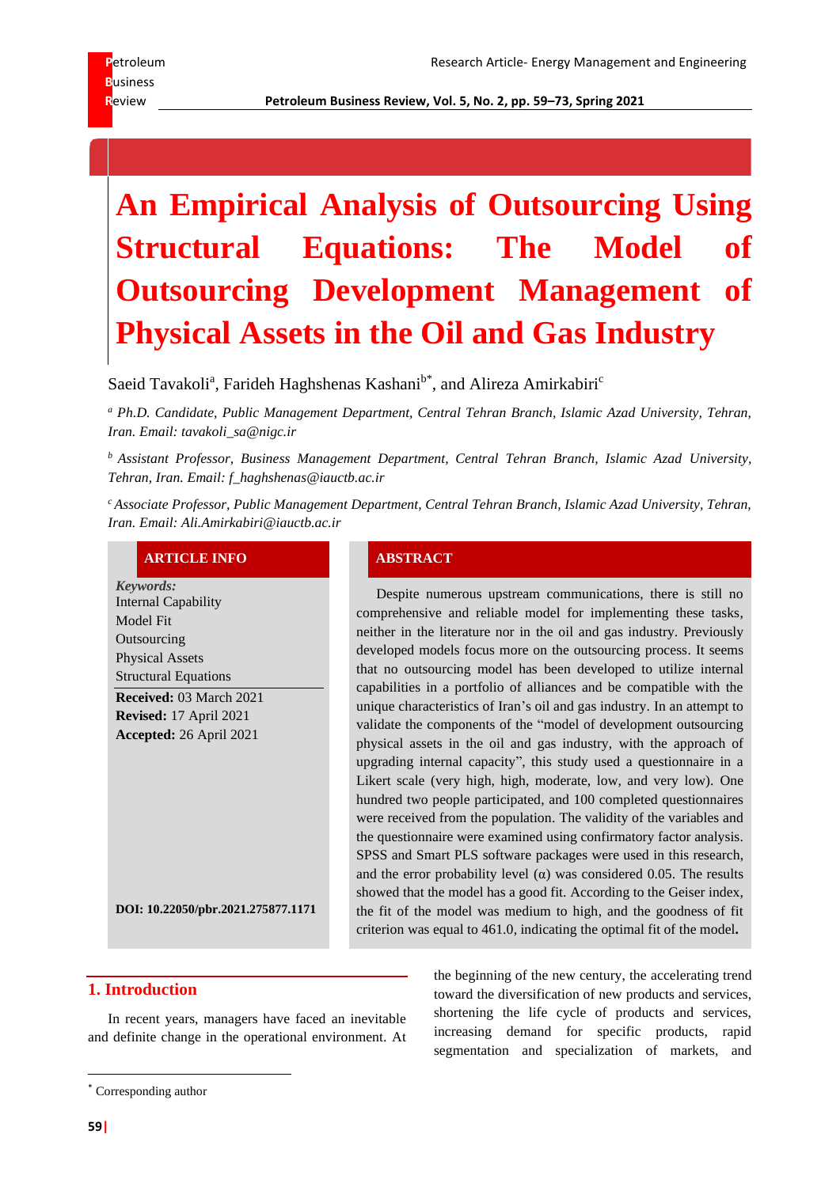# An Empirical Analysis of Outsourcing Using Structural Equations: The Model of Outsourcing Development Management of Physical Assets in the Oil and Gas Industry

Saeid Tavakoli[a], Farideh Haghshenas Kashani[b*], and Alireza Amirkabiri[c]

*[a] Ph.D. Candidate, Public Management Department, Central Tehran Branch, Islamic Azad University, Tehran, Iran. Email: tavakoli_sa@nigc.ir*

*[b] Assistant Professor, Business Management Department, Central Tehran Branch, Islamic Azad University, Tehran, Iran. Email: f_haghshenas@iauctb.ac.ir*

*[c] Associate Professor, Public Management Department, Central Tehran Branch, Islamic Azad University, Tehran, Iran. Email: Ali.Amirkabiri@iauctb.ac.ir*

**ARTICLE INFO**

*Keywords:*
Internal Capability
Model Fit
Outsourcing
Physical Assets
Structural Equations

**Received:** 03 March 2021
**Revised:** 17 April 2021
**Accepted:** 26 April 2021

**DOI: 10.22050/pbr.2021.275877.1171**

**ABSTRACT**

Despite numerous upstream communications, there is still no comprehensive and reliable model for implementing these tasks, neither in the literature nor in the oil and gas industry. Previously developed models focus more on the outsourcing process. It seems that no outsourcing model has been developed to utilize internal capabilities in a portfolio of alliances and be compatible with the unique characteristics of Iran's oil and gas industry. In an attempt to validate the components of the "model of development outsourcing physical assets in the oil and gas industry, with the approach of upgrading internal capacity", this study used a questionnaire in a Likert scale (very high, high, moderate, low, and very low). One hundred two people participated, and 100 completed questionnaires were received from the population. The validity of the variables and the questionnaire were examined using confirmatory factor analysis. SPSS and Smart PLS software packages were used in this research, and the error probability level (α) was considered 0.05. The results showed that the model has a good fit. According to the Geiser index, the fit of the model was medium to high, and the goodness of fit criterion was equal to 461.0, indicating the optimal fit of the model**.**

## 1. Introduction

In recent years, managers have faced an inevitable and definite change in the operational environment. At the beginning of the new century, the accelerating trend toward the diversification of new products and services, shortening the life cycle of products and services, increasing demand for specific products, rapid segmentation and specialization of markets, and

[*] Corresponding author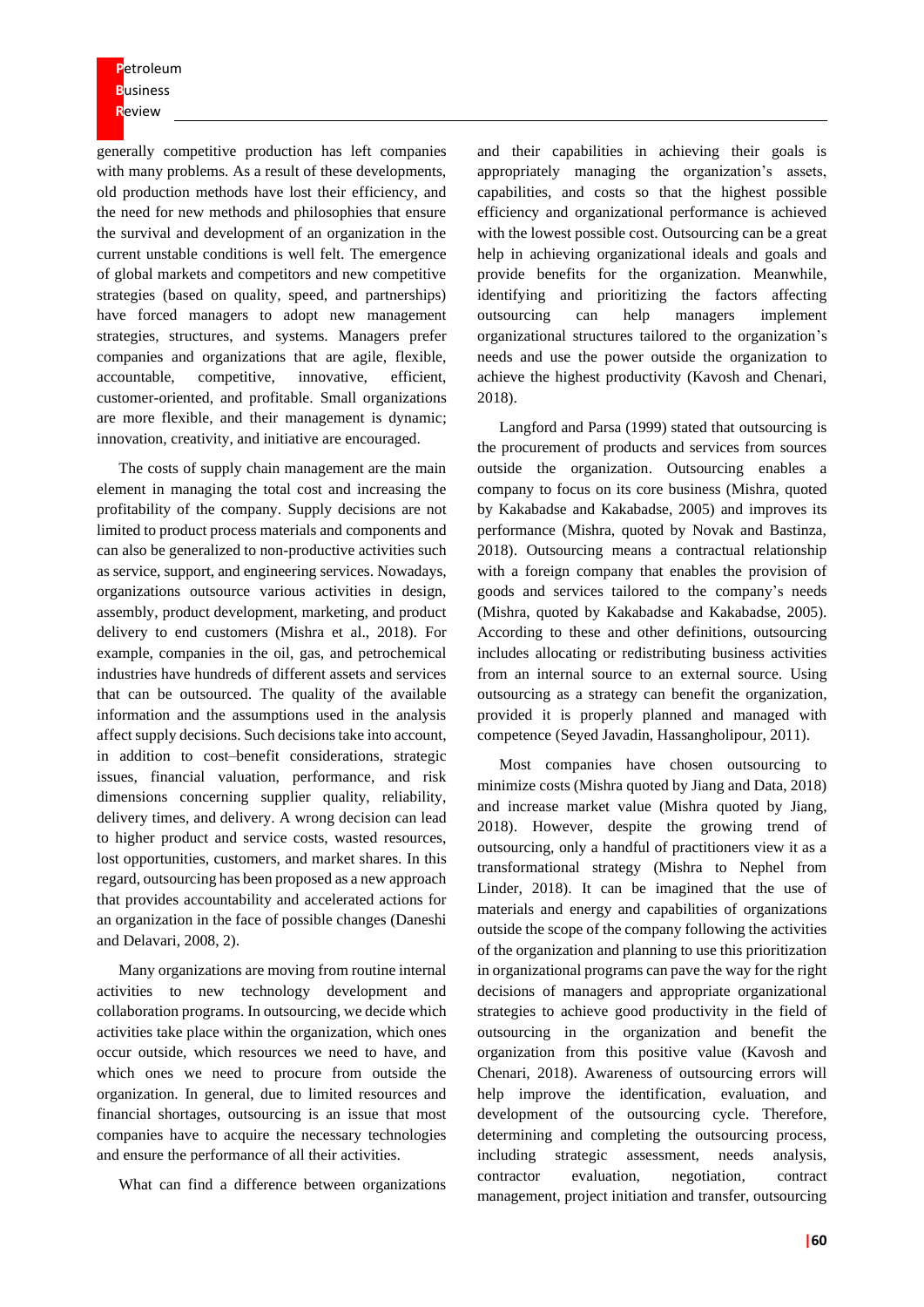generally competitive production has left companies with many problems. As a result of these developments, old production methods have lost their efficiency, and the need for new methods and philosophies that ensure the survival and development of an organization in the current unstable conditions is well felt. The emergence of global markets and competitors and new competitive strategies (based on quality, speed, and partnerships) have forced managers to adopt new management strategies, structures, and systems. Managers prefer companies and organizations that are agile, flexible, accountable, competitive, innovative, efficient, customer-oriented, and profitable. Small organizations are more flexible, and their management is dynamic; innovation, creativity, and initiative are encouraged.

The costs of supply chain management are the main element in managing the total cost and increasing the profitability of the company. Supply decisions are not limited to product process materials and components and can also be generalized to non-productive activities such as service, support, and engineering services. Nowadays, organizations outsource various activities in design, assembly, product development, marketing, and product delivery to end customers (Mishra et al., 2018). For example, companies in the oil, gas, and petrochemical industries have hundreds of different assets and services that can be outsourced. The quality of the available information and the assumptions used in the analysis affect supply decisions. Such decisions take into account, in addition to cost–benefit considerations, strategic issues, financial valuation, performance, and risk dimensions concerning supplier quality, reliability, delivery times, and delivery. A wrong decision can lead to higher product and service costs, wasted resources, lost opportunities, customers, and market shares. In this regard, outsourcing has been proposed as a new approach that provides accountability and accelerated actions for an organization in the face of possible changes (Daneshi and Delavari, 2008, 2).

Many organizations are moving from routine internal activities to new technology development and collaboration programs. In outsourcing, we decide which activities take place within the organization, which ones occur outside, which resources we need to have, and which ones we need to procure from outside the organization. In general, due to limited resources and financial shortages, outsourcing is an issue that most companies have to acquire the necessary technologies and ensure the performance of all their activities.

What can find a difference between organizations and their capabilities in achieving their goals is appropriately managing the organization's assets, capabilities, and costs so that the highest possible efficiency and organizational performance is achieved with the lowest possible cost. Outsourcing can be a great help in achieving organizational ideals and goals and provide benefits for the organization. Meanwhile, identifying and prioritizing the factors affecting outsourcing can help managers implement organizational structures tailored to the organization's needs and use the power outside the organization to achieve the highest productivity (Kavosh and Chenari, 2018).

Langford and Parsa (1999) stated that outsourcing is the procurement of products and services from sources outside the organization. Outsourcing enables a company to focus on its core business (Mishra, quoted by Kakabadse and Kakabadse, 2005) and improves its performance (Mishra, quoted by Novak and Bastinza, 2018). Outsourcing means a contractual relationship with a foreign company that enables the provision of goods and services tailored to the company's needs (Mishra, quoted by Kakabadse and Kakabadse, 2005). According to these and other definitions, outsourcing includes allocating or redistributing business activities from an internal source to an external source. Using outsourcing as a strategy can benefit the organization, provided it is properly planned and managed with competence (Seyed Javadin, Hassangholipour, 2011).

Most companies have chosen outsourcing to minimize costs (Mishra quoted by Jiang and Data, 2018) and increase market value (Mishra quoted by Jiang, 2018). However, despite the growing trend of outsourcing, only a handful of practitioners view it as a transformational strategy (Mishra to Nephel from Linder, 2018). It can be imagined that the use of materials and energy and capabilities of organizations outside the scope of the company following the activities of the organization and planning to use this prioritization in organizational programs can pave the way for the right decisions of managers and appropriate organizational strategies to achieve good productivity in the field of outsourcing in the organization and benefit the organization from this positive value (Kavosh and Chenari, 2018). Awareness of outsourcing errors will help improve the identification, evaluation, and development of the outsourcing cycle. Therefore, determining and completing the outsourcing process, including strategic assessment, needs analysis, contractor evaluation, negotiation, contract management, project initiation and transfer, outsourcing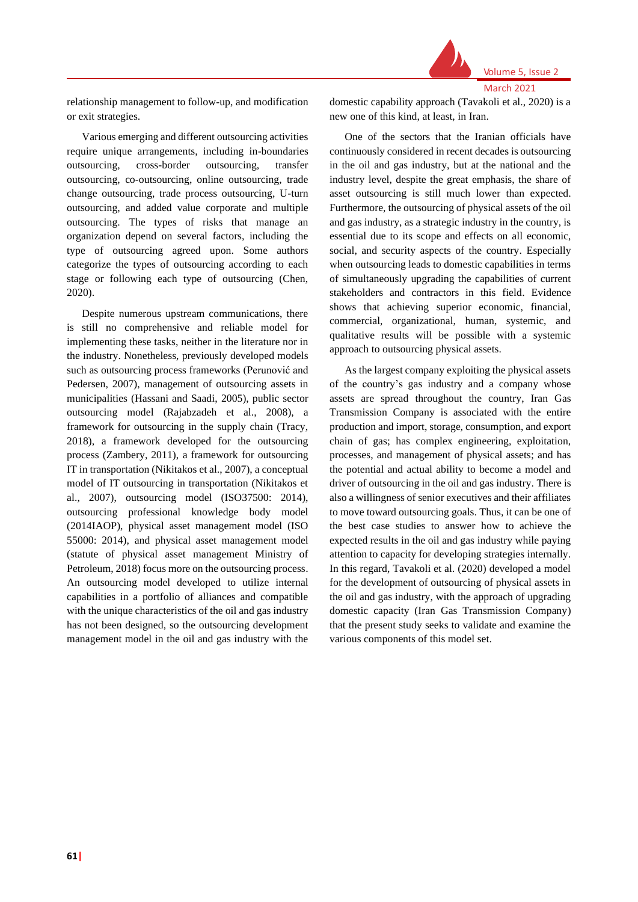relationship management to follow-up, and modification or exit strategies.

Various emerging and different outsourcing activities require unique arrangements, including in-boundaries outsourcing, cross-border outsourcing, transfer outsourcing, co-outsourcing, online outsourcing, trade change outsourcing, trade process outsourcing, U-turn outsourcing, and added value corporate and multiple outsourcing. The types of risks that manage an organization depend on several factors, including the type of outsourcing agreed upon. Some authors categorize the types of outsourcing according to each stage or following each type of outsourcing (Chen, 2020).

Despite numerous upstream communications, there is still no comprehensive and reliable model for implementing these tasks, neither in the literature nor in the industry. Nonetheless, previously developed models such as outsourcing process frameworks (Perunović and Pedersen, 2007), management of outsourcing assets in municipalities (Hassani and Saadi, 2005), public sector outsourcing model (Rajabzadeh et al., 2008), a framework for outsourcing in the supply chain (Tracy, 2018), a framework developed for the outsourcing process (Zambery, 2011), a framework for outsourcing IT in transportation (Nikitakos et al., 2007), a conceptual model of IT outsourcing in transportation (Nikitakos et al., 2007), outsourcing model (ISO37500: 2014), outsourcing professional knowledge body model (2014IAOP), physical asset management model (ISO 55000: 2014), and physical asset management model (statute of physical asset management Ministry of Petroleum, 2018) focus more on the outsourcing process. An outsourcing model developed to utilize internal capabilities in a portfolio of alliances and compatible with the unique characteristics of the oil and gas industry has not been designed, so the outsourcing development management model in the oil and gas industry with the domestic capability approach (Tavakoli et al., 2020) is a new one of this kind, at least, in Iran.

One of the sectors that the Iranian officials have continuously considered in recent decades is outsourcing in the oil and gas industry, but at the national and the industry level, despite the great emphasis, the share of asset outsourcing is still much lower than expected. Furthermore, the outsourcing of physical assets of the oil and gas industry, as a strategic industry in the country, is essential due to its scope and effects on all economic, social, and security aspects of the country. Especially when outsourcing leads to domestic capabilities in terms of simultaneously upgrading the capabilities of current stakeholders and contractors in this field. Evidence shows that achieving superior economic, financial, commercial, organizational, human, systemic, and qualitative results will be possible with a systemic approach to outsourcing physical assets.

As the largest company exploiting the physical assets of the country's gas industry and a company whose assets are spread throughout the country, Iran Gas Transmission Company is associated with the entire production and import, storage, consumption, and export chain of gas; has complex engineering, exploitation, processes, and management of physical assets; and has the potential and actual ability to become a model and driver of outsourcing in the oil and gas industry. There is also a willingness of senior executives and their affiliates to move toward outsourcing goals. Thus, it can be one of the best case studies to answer how to achieve the expected results in the oil and gas industry while paying attention to capacity for developing strategies internally. In this regard, Tavakoli et al. (2020) developed a model for the development of outsourcing of physical assets in the oil and gas industry, with the approach of upgrading domestic capacity (Iran Gas Transmission Company) that the present study seeks to validate and examine the various components of this model set.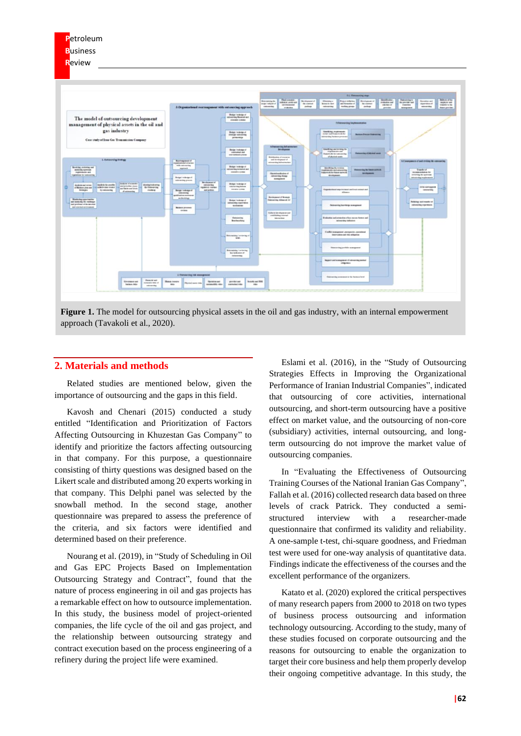**Figure 1.** The model for outsourcing physical assets in the oil and gas industry, with an internal empowerment approach (Tavakoli et al., 2020).

## 2. Materials and methods

Related studies are mentioned below, given the importance of outsourcing and the gaps in this field.

Kavosh and Chenari (2015) conducted a study entitled "Identification and Prioritization of Factors Affecting Outsourcing in Khuzestan Gas Company" to identify and prioritize the factors affecting outsourcing in that company. For this purpose, a questionnaire consisting of thirty questions was designed based on the Likert scale and distributed among 20 experts working in that company. This Delphi panel was selected by the snowball method. In the second stage, another questionnaire was prepared to assess the preference of the criteria, and six factors were identified and determined based on their preference.

Nourang et al. (2019), in "Study of Scheduling in Oil and Gas EPC Projects Based on Implementation Outsourcing Strategy and Contract", found that the nature of process engineering in oil and gas projects has a remarkable effect on how to outsource implementation. In this study, the business model of project-oriented companies, the life cycle of the oil and gas project, and the relationship between outsourcing strategy and contract execution based on the process engineering of a refinery during the project life were examined.

Eslami et al. (2016), in the "Study of Outsourcing Strategies Effects in Improving the Organizational Performance of Iranian Industrial Companies", indicated that outsourcing of core activities, international outsourcing, and short-term outsourcing have a positive effect on market value, and the outsourcing of non-core (subsidiary) activities, internal outsourcing, and long-term outsourcing do not improve the market value of outsourcing companies.

In "Evaluating the Effectiveness of Outsourcing Training Courses of the National Iranian Gas Company", Fallah et al. (2016) collected research data based on three levels of crack Patrick. They conducted a semi-structured interview with a researcher-made questionnaire that confirmed its validity and reliability. A one-sample t-test, chi-square goodness, and Friedman test were used for one-way analysis of quantitative data. Findings indicate the effectiveness of the courses and the excellent performance of the organizers.

Katato et al. (2020) explored the critical perspectives of many research papers from 2000 to 2018 on two types of business process outsourcing and information technology outsourcing. According to the study, many of these studies focused on corporate outsourcing and the reasons for outsourcing to enable the organization to target their core business and help them properly develop their ongoing competitive advantage. In this study, the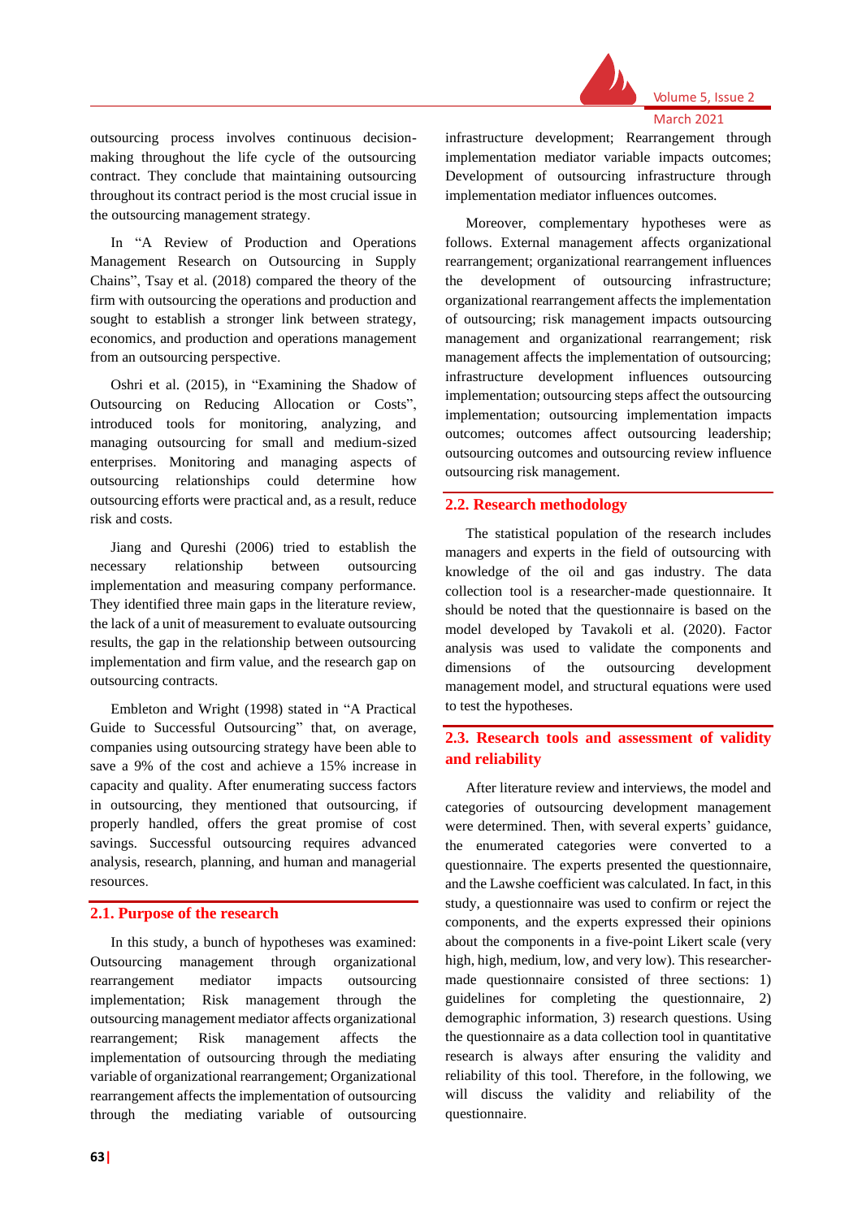outsourcing process involves continuous decision-making throughout the life cycle of the outsourcing contract. They conclude that maintaining outsourcing throughout its contract period is the most crucial issue in the outsourcing management strategy.

In "A Review of Production and Operations Management Research on Outsourcing in Supply Chains", Tsay et al. (2018) compared the theory of the firm with outsourcing the operations and production and sought to establish a stronger link between strategy, economics, and production and operations management from an outsourcing perspective.

Oshri et al. (2015), in "Examining the Shadow of Outsourcing on Reducing Allocation or Costs", introduced tools for monitoring, analyzing, and managing outsourcing for small and medium-sized enterprises. Monitoring and managing aspects of outsourcing relationships could determine how outsourcing efforts were practical and, as a result, reduce risk and costs.

Jiang and Qureshi (2006) tried to establish the necessary relationship between outsourcing implementation and measuring company performance. They identified three main gaps in the literature review, the lack of a unit of measurement to evaluate outsourcing results, the gap in the relationship between outsourcing implementation and firm value, and the research gap on outsourcing contracts.

Embleton and Wright (1998) stated in "A Practical Guide to Successful Outsourcing" that, on average, companies using outsourcing strategy have been able to save a 9% of the cost and achieve a 15% increase in capacity and quality. After enumerating success factors in outsourcing, they mentioned that outsourcing, if properly handled, offers the great promise of cost savings. Successful outsourcing requires advanced analysis, research, planning, and human and managerial resources.

## 2.1. Purpose of the research

In this study, a bunch of hypotheses was examined: Outsourcing management through organizational rearrangement mediator impacts outsourcing implementation; Risk management through the outsourcing management mediator affects organizational rearrangement; Risk management affects the implementation of outsourcing through the mediating variable of organizational rearrangement; Organizational rearrangement affects the implementation of outsourcing through the mediating variable of outsourcing infrastructure development; Rearrangement through implementation mediator variable impacts outcomes; Development of outsourcing infrastructure through implementation mediator influences outcomes.

Moreover, complementary hypotheses were as follows. External management affects organizational rearrangement; organizational rearrangement influences the development of outsourcing infrastructure; organizational rearrangement affects the implementation of outsourcing; risk management impacts outsourcing management and organizational rearrangement; risk management affects the implementation of outsourcing; infrastructure development influences outsourcing implementation; outsourcing steps affect the outsourcing implementation; outsourcing implementation impacts outcomes; outcomes affect outsourcing leadership; outsourcing outcomes and outsourcing review influence outsourcing risk management.

## 2.2. Research methodology

The statistical population of the research includes managers and experts in the field of outsourcing with knowledge of the oil and gas industry. The data collection tool is a researcher-made questionnaire. It should be noted that the questionnaire is based on the model developed by Tavakoli et al. (2020). Factor analysis was used to validate the components and dimensions of the outsourcing development management model, and structural equations were used to test the hypotheses.

## 2.3. Research tools and assessment of validity and reliability

After literature review and interviews, the model and categories of outsourcing development management were determined. Then, with several experts' guidance, the enumerated categories were converted to a questionnaire. The experts presented the questionnaire, and the Lawshe coefficient was calculated. In fact, in this study, a questionnaire was used to confirm or reject the components, and the experts expressed their opinions about the components in a five-point Likert scale (very high, high, medium, low, and very low). This researcher-made questionnaire consisted of three sections: 1) guidelines for completing the questionnaire, 2) demographic information, 3) research questions. Using the questionnaire as a data collection tool in quantitative research is always after ensuring the validity and reliability of this tool. Therefore, in the following, we will discuss the validity and reliability of the questionnaire.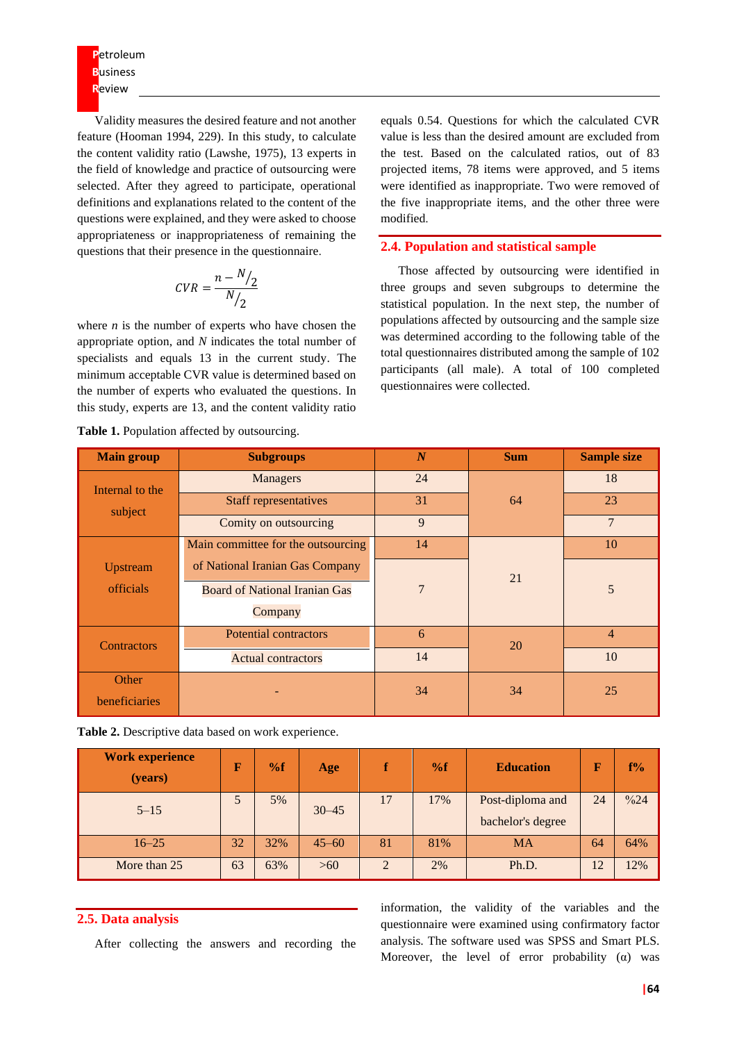Validity measures the desired feature and not another feature (Hooman 1994, 229). In this study, to calculate the content validity ratio (Lawshe, 1975), 13 experts in the field of knowledge and practice of outsourcing were selected. After they agreed to participate, operational definitions and explanations related to the content of the questions were explained, and they were asked to choose appropriateness or inappropriateness of remaining the questions that their presence in the questionnaire.

$$CVR = \frac{n - N/2}{N/2}$$

where $n$ is the number of experts who have chosen the appropriate option, and $N$ indicates the total number of specialists and equals 13 in the current study. The minimum acceptable CVR value is determined based on the number of experts who evaluated the questions. In this study, experts are 13, and the content validity ratio equals 0.54. Questions for which the calculated CVR value is less than the desired amount are excluded from the test. Based on the calculated ratios, out of 83 projected items, 78 items were approved, and 5 items were identified as inappropriate. Two were removed of the five inappropriate items, and the other three were modified.

## 2.4. Population and statistical sample

Those affected by outsourcing were identified in three groups and seven subgroups to determine the statistical population. In the next step, the number of populations affected by outsourcing and the sample size was determined according to the following table of the total questionnaires distributed among the sample of 102 participants (all male). A total of 100 completed questionnaires were collected.

**Table 1.** Population affected by outsourcing.

| Main group | Subgroups | *N* | Sum | Sample size |
|---|---|---|---|---|
| Internal to the subject | Managers | 24 | 64 | 18 |
| | Staff representatives | 31 | | 23 |
| | Comity on outsourcing | 9 | | 7 |
| Upstream officials | Main committee for the outsourcing of National Iranian Gas Company | 14 | 21 | 10 |
| | Board of National Iranian Gas Company | 7 | | 5 |
| Contractors | Potential contractors | 6 | 20 | 4 |
| | Actual contractors | 14 | | 10 |
| Other beneficiaries | - | 34 | 34 | 25 |

**Table 2.** Descriptive data based on work experience.

| Work experience (years) | F | %f | Age | f | %f | Education | F | f% |
|---|---|---|---|---|---|---|---|---|
| 5–15 | 5 | 5% | 30–45 | 17 | 17% | Post-diploma and bachelor's degree | 24 | %24 |
| 16–25 | 32 | 32% | 45–60 | 81 | 81% | MA | 64 | 64% |
| More than 25 | 63 | 63% | >60 | 2 | 2% | Ph.D. | 12 | 12% |

## 2.5. Data analysis

After collecting the answers and recording the information, the validity of the variables and the questionnaire were examined using confirmatory factor analysis. The software used was SPSS and Smart PLS. Moreover, the level of error probability (α) was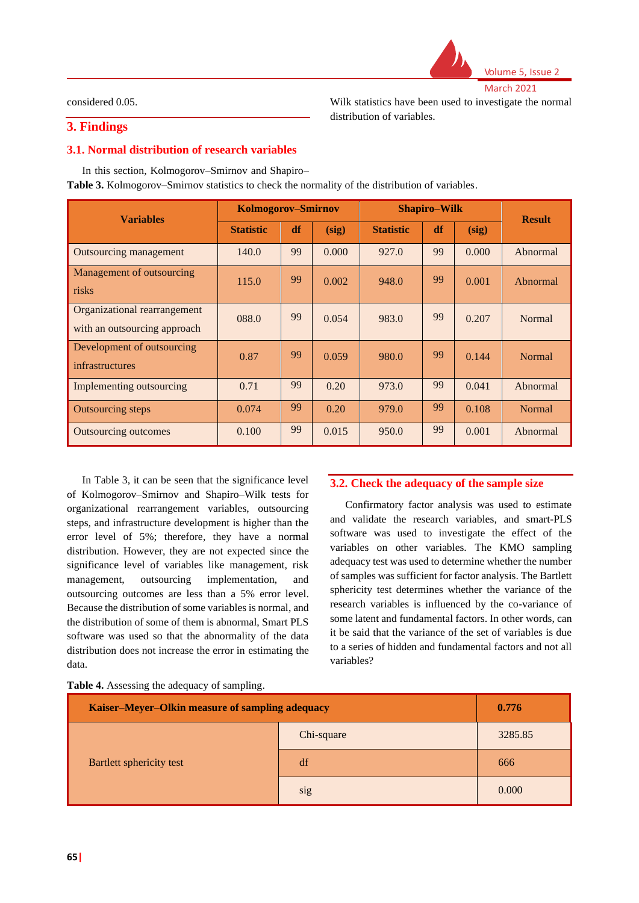considered 0.05.

## 3. Findings

### 3.1. Normal distribution of research variables

In this section, Kolmogorov–Smirnov and Shapiro–Wilk statistics have been used to investigate the normal distribution of variables.

**Table 3.** Kolmogorov–Smirnov statistics to check the normality of the distribution of variables.

| Variables | Kolmogorov–Smirnov | | | Shapiro–Wilk | | | Result |
|---|---|---|---|---|---|---|---|
| | Statistic | df | (sig) | Statistic | df | (sig) | |
| Outsourcing management | 140.0 | 99 | 0.000 | 927.0 | 99 | 0.000 | Abnormal |
| Management of outsourcing risks | 115.0 | 99 | 0.002 | 948.0 | 99 | 0.001 | Abnormal |
| Organizational rearrangement with an outsourcing approach | 088.0 | 99 | 0.054 | 983.0 | 99 | 0.207 | Normal |
| Development of outsourcing infrastructures | 0.87 | 99 | 0.059 | 980.0 | 99 | 0.144 | Normal |
| Implementing outsourcing | 0.71 | 99 | 0.20 | 973.0 | 99 | 0.041 | Abnormal |
| Outsourcing steps | 0.074 | 99 | 0.20 | 979.0 | 99 | 0.108 | Normal |
| Outsourcing outcomes | 0.100 | 99 | 0.015 | 950.0 | 99 | 0.001 | Abnormal |

In Table 3, it can be seen that the significance level of Kolmogorov–Smirnov and Shapiro–Wilk tests for organizational rearrangement variables, outsourcing steps, and infrastructure development is higher than the error level of 5%; therefore, they have a normal distribution. However, they are not expected since the significance level of variables like management, risk management, outsourcing implementation, and outsourcing outcomes are less than a 5% error level. Because the distribution of some variables is normal, and the distribution of some of them is abnormal, Smart PLS software was used so that the abnormality of the data distribution does not increase the error in estimating the data.

### 3.2. Check the adequacy of the sample size

Confirmatory factor analysis was used to estimate and validate the research variables, and smart-PLS software was used to investigate the effect of the variables on other variables. The KMO sampling adequacy test was used to determine whether the number of samples was sufficient for factor analysis. The Bartlett sphericity test determines whether the variance of the research variables is influenced by the co-variance of some latent and fundamental factors. In other words, can it be said that the variance of the set of variables is due to a series of hidden and fundamental factors and not all variables?

**Table 4.** Assessing the adequacy of sampling.

| Kaiser–Meyer–Olkin measure of sampling adequacy | | 0.776 |
|---|---|---|
| Bartlett sphericity test | Chi-square | 3285.85 |
| | df | 666 |
| | sig | 0.000 |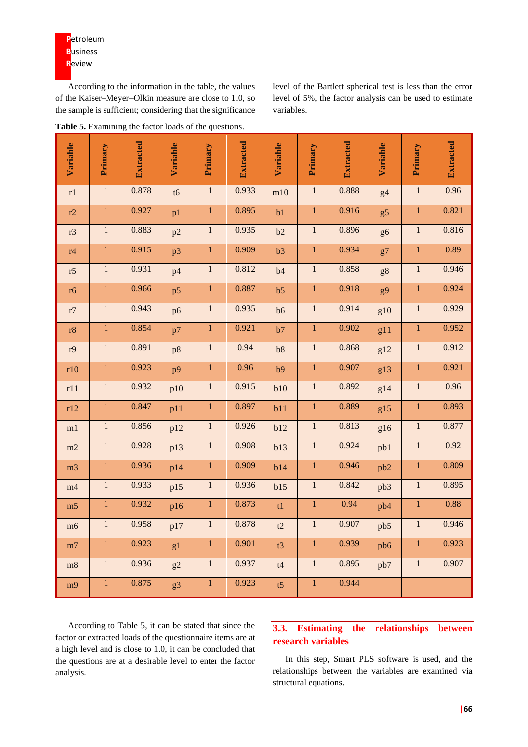According to the information in the table, the values of the Kaiser–Meyer–Olkin measure are close to 1.0, so the sample is sufficient; considering that the significance level of the Bartlett spherical test is less than the error level of 5%, the factor analysis can be used to estimate variables.

**Table 5.** Examining the factor loads of the questions.

| Variable | Primary | Extracted | Variable | Primary | Extracted | Variable | Primary | Extracted | Variable | Primary | Extracted |
|---|---|---|---|---|---|---|---|---|---|---|---|
| r1 | 1 | 0.878 | t6 | 1 | 0.933 | m10 | 1 | 0.888 | g4 | 1 | 0.96 |
| r2 | 1 | 0.927 | p1 | 1 | 0.895 | b1 | 1 | 0.916 | g5 | 1 | 0.821 |
| r3 | 1 | 0.883 | p2 | 1 | 0.935 | b2 | 1 | 0.896 | g6 | 1 | 0.816 |
| r4 | 1 | 0.915 | p3 | 1 | 0.909 | b3 | 1 | 0.934 | g7 | 1 | 0.89 |
| r5 | 1 | 0.931 | p4 | 1 | 0.812 | b4 | 1 | 0.858 | g8 | 1 | 0.946 |
| r6 | 1 | 0.966 | p5 | 1 | 0.887 | b5 | 1 | 0.918 | g9 | 1 | 0.924 |
| r7 | 1 | 0.943 | p6 | 1 | 0.935 | b6 | 1 | 0.914 | g10 | 1 | 0.929 |
| r8 | 1 | 0.854 | p7 | 1 | 0.921 | b7 | 1 | 0.902 | g11 | 1 | 0.952 |
| r9 | 1 | 0.891 | p8 | 1 | 0.94 | b8 | 1 | 0.868 | g12 | 1 | 0.912 |
| r10 | 1 | 0.923 | p9 | 1 | 0.96 | b9 | 1 | 0.907 | g13 | 1 | 0.921 |
| r11 | 1 | 0.932 | p10 | 1 | 0.915 | b10 | 1 | 0.892 | g14 | 1 | 0.96 |
| r12 | 1 | 0.847 | p11 | 1 | 0.897 | b11 | 1 | 0.889 | g15 | 1 | 0.893 |
| m1 | 1 | 0.856 | p12 | 1 | 0.926 | b12 | 1 | 0.813 | g16 | 1 | 0.877 |
| m2 | 1 | 0.928 | p13 | 1 | 0.908 | b13 | 1 | 0.924 | pb1 | 1 | 0.92 |
| m3 | 1 | 0.936 | p14 | 1 | 0.909 | b14 | 1 | 0.946 | pb2 | 1 | 0.809 |
| m4 | 1 | 0.933 | p15 | 1 | 0.936 | b15 | 1 | 0.842 | pb3 | 1 | 0.895 |
| m5 | 1 | 0.932 | p16 | 1 | 0.873 | t1 | 1 | 0.94 | pb4 | 1 | 0.88 |
| m6 | 1 | 0.958 | p17 | 1 | 0.878 | t2 | 1 | 0.907 | pb5 | 1 | 0.946 |
| m7 | 1 | 0.923 | g1 | 1 | 0.901 | t3 | 1 | 0.939 | pb6 | 1 | 0.923 |
| m8 | 1 | 0.936 | g2 | 1 | 0.937 | t4 | 1 | 0.895 | pb7 | 1 | 0.907 |
| m9 | 1 | 0.875 | g3 | 1 | 0.923 | t5 | 1 | 0.944 | | | |

According to Table 5, it can be stated that since the factor or extracted loads of the questionnaire items are at a high level and is close to 1.0, it can be concluded that the questions are at a desirable level to enter the factor analysis.

### 3.3. Estimating the relationships between research variables

In this step, Smart PLS software is used, and the relationships between the variables are examined via structural equations.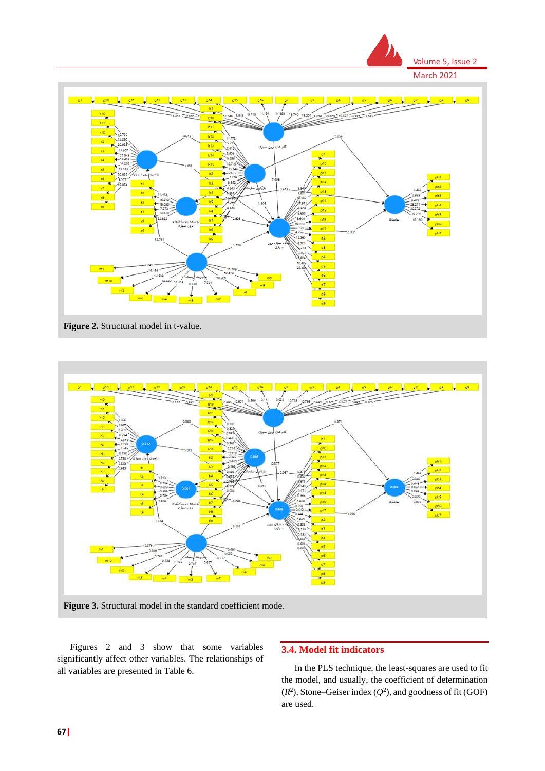Figure 2. Structural model in t-value.

Figure 3. Structural model in the standard coefficient mode.

Figures 2 and 3 show that some variables significantly affect other variables. The relationships of all variables are presented in Table 6.

### 3.4. Model fit indicators

In the PLS technique, the least-squares are used to fit the model, and usually, the coefficient of determination ($R^2$), Stone–Geiser index ($Q^2$), and goodness of fit (GOF) are used.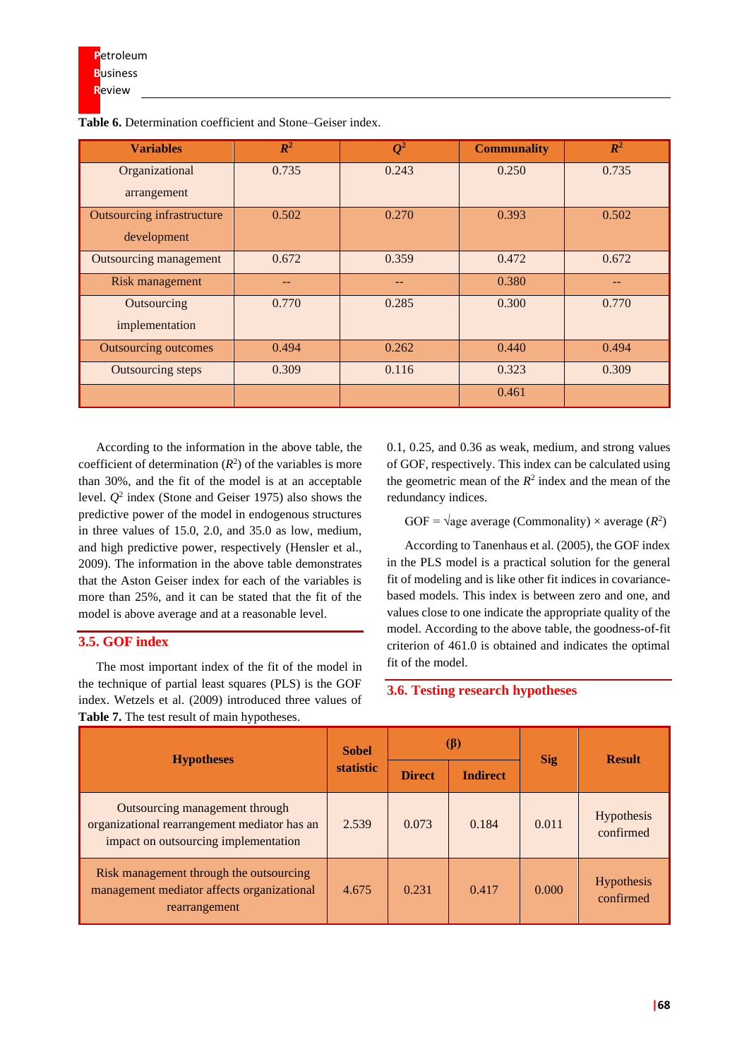**Table 6.** Determination coefficient and Stone–Geiser index.

| Variables | $R^2$ | $Q^2$ | Communality | $R^2$ |
|---|---|---|---|---|
| Organizational arrangement | 0.735 | 0.243 | 0.250 | 0.735 |
| Outsourcing infrastructure development | 0.502 | 0.270 | 0.393 | 0.502 |
| Outsourcing management | 0.672 | 0.359 | 0.472 | 0.672 |
| Risk management | -- | -- | 0.380 | -- |
| Outsourcing implementation | 0.770 | 0.285 | 0.300 | 0.770 |
| Outsourcing outcomes | 0.494 | 0.262 | 0.440 | 0.494 |
| Outsourcing steps | 0.309 | 0.116 | 0.323 | 0.309 |
| | | | 0.461 | |

According to the information in the above table, the coefficient of determination ($R^2$) of the variables is more than 30%, and the fit of the model is at an acceptable level. $Q^2$ index (Stone and Geiser 1975) also shows the predictive power of the model in endogenous structures in three values of 15.0, 2.0, and 35.0 as low, medium, and high predictive power, respectively (Hensler et al., 2009). The information in the above table demonstrates that the Aston Geiser index for each of the variables is more than 25%, and it can be stated that the fit of the model is above average and at a reasonable level.

## 3.5. GOF index

The most important index of the fit of the model in the technique of partial least squares (PLS) is the GOF index. Wetzels et al. (2009) introduced three values of 0.1, 0.25, and 0.36 as weak, medium, and strong values of GOF, respectively. This index can be calculated using the geometric mean of the $R^2$ index and the mean of the redundancy indices.

$$GOF = \sqrt{age\ average\ (Commonality) \times average\ (R^2)}$$

According to Tanenhaus et al. (2005), the GOF index in the PLS model is a practical solution for the general fit of modeling and is like other fit indices in covariance-based models. This index is between zero and one, and values close to one indicate the appropriate quality of the model. According to the above table, the goodness-of-fit criterion of 461.0 is obtained and indicates the optimal fit of the model.

## 3.6. Testing research hypotheses

**Table 7.** The test result of main hypotheses.

| Hypotheses | Sobel statistic | (β) | | Sig | Result |
|---|---|---|---|---|---|
| | | Direct | Indirect | | |
| Outsourcing management through organizational rearrangement mediator has an impact on outsourcing implementation | 2.539 | 0.073 | 0.184 | 0.011 | Hypothesis confirmed |
| Risk management through the outsourcing management mediator affects organizational rearrangement | 4.675 | 0.231 | 0.417 | 0.000 | Hypothesis confirmed |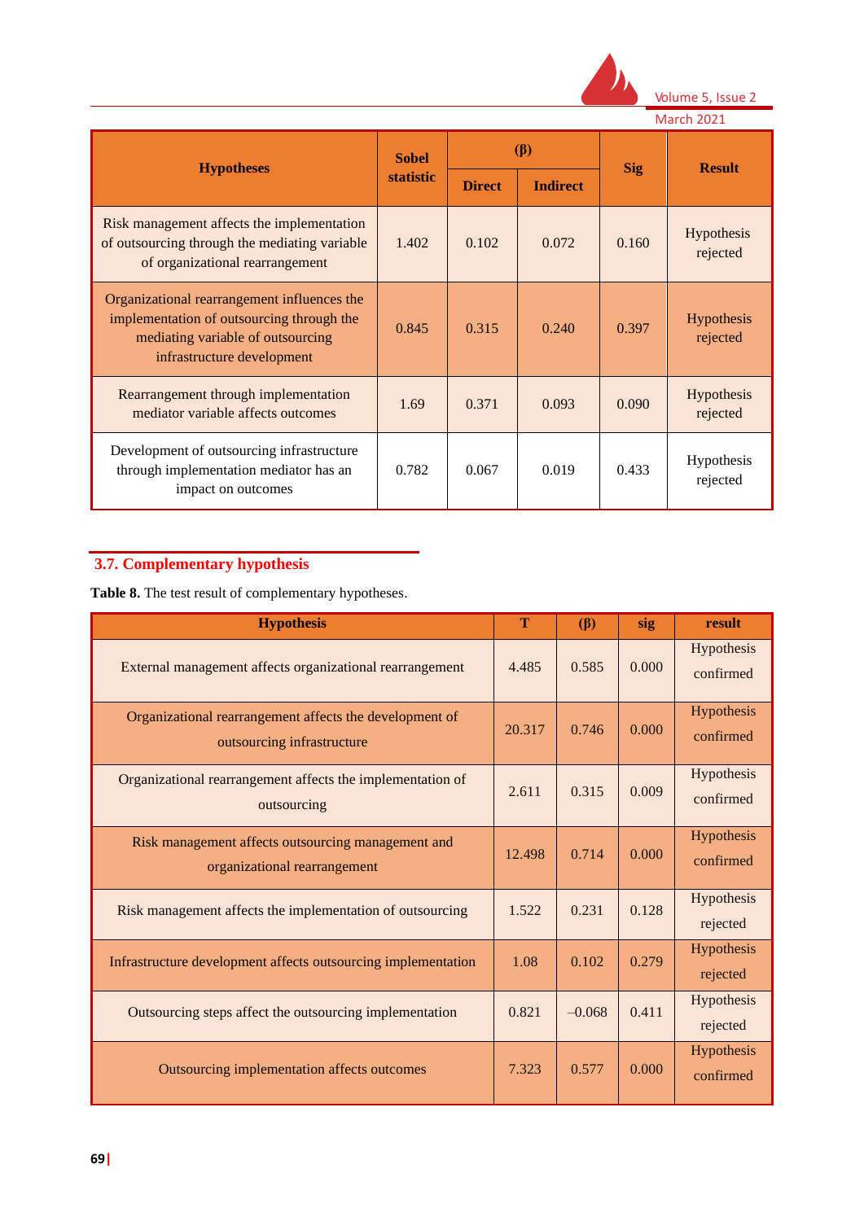| Hypotheses | Sobel statistic | (β) | | Sig | Result |
|---|---|---|---|---|---|
| | | Direct | Indirect | | |
| Risk management affects the implementation of outsourcing through the mediating variable of organizational rearrangement | 1.402 | 0.102 | 0.072 | 0.160 | Hypothesis rejected |
| Organizational rearrangement influences the implementation of outsourcing through the mediating variable of outsourcing infrastructure development | 0.845 | 0.315 | 0.240 | 0.397 | Hypothesis rejected |
| Rearrangement through implementation mediator variable affects outcomes | 1.69 | 0.371 | 0.093 | 0.090 | Hypothesis rejected |
| Development of outsourcing infrastructure through implementation mediator has an impact on outcomes | 0.782 | 0.067 | 0.019 | 0.433 | Hypothesis rejected |

## 3.7. Complementary hypothesis

**Table 8.** The test result of complementary hypotheses.

| Hypothesis | T | (β) | sig | result |
|---|---|---|---|---|
| External management affects organizational rearrangement | 4.485 | 0.585 | 0.000 | Hypothesis confirmed |
| Organizational rearrangement affects the development of outsourcing infrastructure | 20.317 | 0.746 | 0.000 | Hypothesis confirmed |
| Organizational rearrangement affects the implementation of outsourcing | 2.611 | 0.315 | 0.009 | Hypothesis confirmed |
| Risk management affects outsourcing management and organizational rearrangement | 12.498 | 0.714 | 0.000 | Hypothesis confirmed |
| Risk management affects the implementation of outsourcing | 1.522 | 0.231 | 0.128 | Hypothesis rejected |
| Infrastructure development affects outsourcing implementation | 1.08 | 0.102 | 0.279 | Hypothesis rejected |
| Outsourcing steps affect the outsourcing implementation | 0.821 | –0.068 | 0.411 | Hypothesis rejected |
| Outsourcing implementation affects outcomes | 7.323 | 0.577 | 0.000 | Hypothesis confirmed |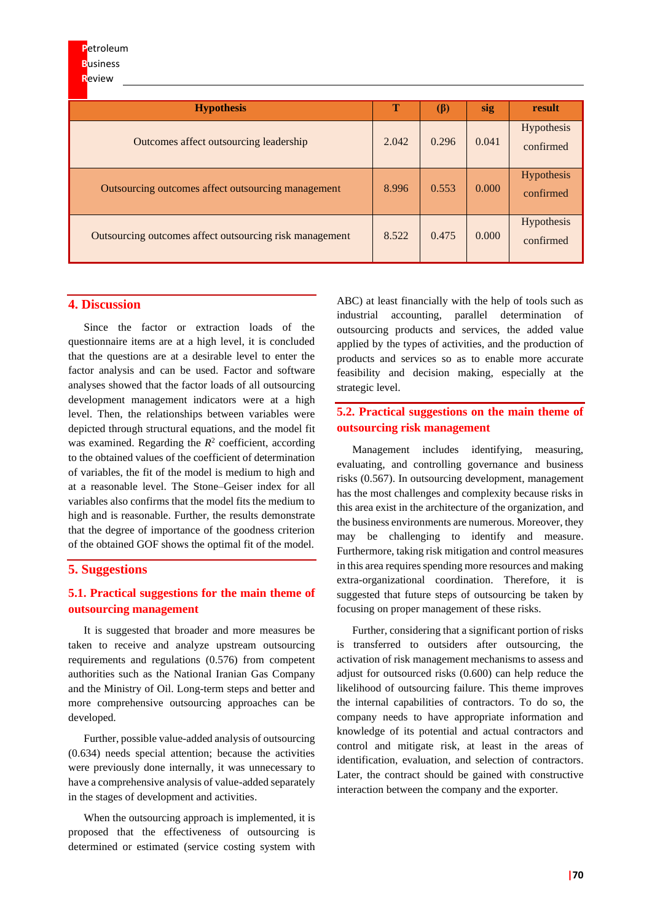| Hypothesis | T | (β) | sig | result |
|---|---|---|---|---|
| Outcomes affect outsourcing leadership | 2.042 | 0.296 | 0.041 | Hypothesis confirmed |
| Outsourcing outcomes affect outsourcing management | 8.996 | 0.553 | 0.000 | Hypothesis confirmed |
| Outsourcing outcomes affect outsourcing risk management | 8.522 | 0.475 | 0.000 | Hypothesis confirmed |

## 4. Discussion

Since the factor or extraction loads of the questionnaire items are at a high level, it is concluded that the questions are at a desirable level to enter the factor analysis and can be used. Factor and software analyses showed that the factor loads of all outsourcing development management indicators were at a high level. Then, the relationships between variables were depicted through structural equations, and the model fit was examined. Regarding the $R^2$ coefficient, according to the obtained values of the coefficient of determination of variables, the fit of the model is medium to high and at a reasonable level. The Stone–Geiser index for all variables also confirms that the model fits the medium to high and is reasonable. Further, the results demonstrate that the degree of importance of the goodness criterion of the obtained GOF shows the optimal fit of the model.

## 5. Suggestions

### 5.1. Practical suggestions for the main theme of outsourcing management

It is suggested that broader and more measures be taken to receive and analyze upstream outsourcing requirements and regulations (0.576) from competent authorities such as the National Iranian Gas Company and the Ministry of Oil. Long-term steps and better and more comprehensive outsourcing approaches can be developed.

Further, possible value-added analysis of outsourcing (0.634) needs special attention; because the activities were previously done internally, it was unnecessary to have a comprehensive analysis of value-added separately in the stages of development and activities.

When the outsourcing approach is implemented, it is proposed that the effectiveness of outsourcing is determined or estimated (service costing system with ABC) at least financially with the help of tools such as industrial accounting, parallel determination of outsourcing products and services, the added value applied by the types of activities, and the production of products and services so as to enable more accurate feasibility and decision making, especially at the strategic level.

### 5.2. Practical suggestions on the main theme of outsourcing risk management

Management includes identifying, measuring, evaluating, and controlling governance and business risks (0.567). In outsourcing development, management has the most challenges and complexity because risks in this area exist in the architecture of the organization, and the business environments are numerous. Moreover, they may be challenging to identify and measure. Furthermore, taking risk mitigation and control measures in this area requires spending more resources and making extra-organizational coordination. Therefore, it is suggested that future steps of outsourcing be taken by focusing on proper management of these risks.

Further, considering that a significant portion of risks is transferred to outsiders after outsourcing, the activation of risk management mechanisms to assess and adjust for outsourced risks (0.600) can help reduce the likelihood of outsourcing failure. This theme improves the internal capabilities of contractors. To do so, the company needs to have appropriate information and knowledge of its potential and actual contractors and control and mitigate risk, at least in the areas of identification, evaluation, and selection of contractors. Later, the contract should be gained with constructive interaction between the company and the exporter.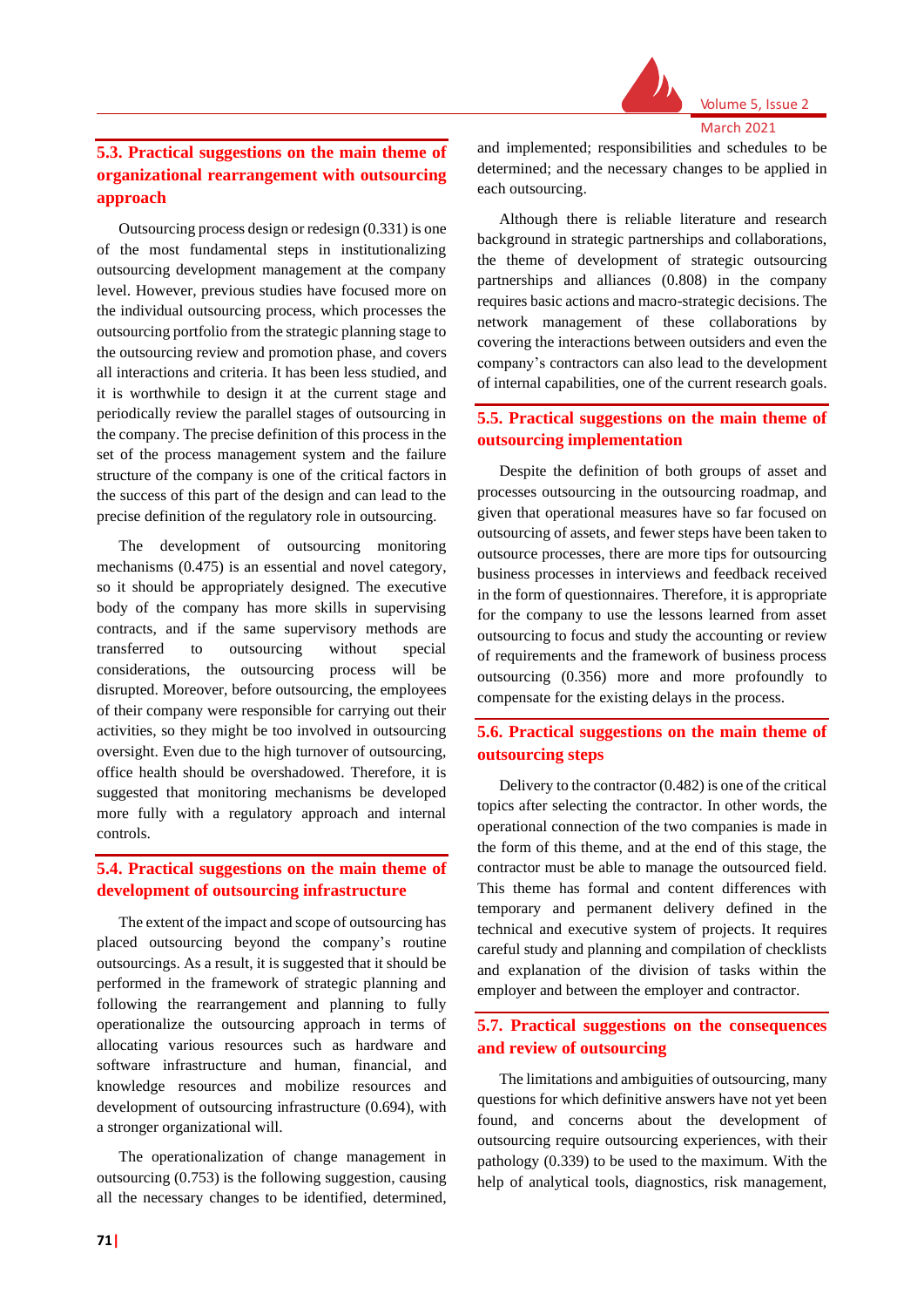### 5.3. Practical suggestions on the main theme of organizational rearrangement with outsourcing approach

Outsourcing process design or redesign (0.331) is one of the most fundamental steps in institutionalizing outsourcing development management at the company level. However, previous studies have focused more on the individual outsourcing process, which processes the outsourcing portfolio from the strategic planning stage to the outsourcing review and promotion phase, and covers all interactions and criteria. It has been less studied, and it is worthwhile to design it at the current stage and periodically review the parallel stages of outsourcing in the company. The precise definition of this process in the set of the process management system and the failure structure of the company is one of the critical factors in the success of this part of the design and can lead to the precise definition of the regulatory role in outsourcing.

The development of outsourcing monitoring mechanisms (0.475) is an essential and novel category, so it should be appropriately designed. The executive body of the company has more skills in supervising contracts, and if the same supervisory methods are transferred to outsourcing without special considerations, the outsourcing process will be disrupted. Moreover, before outsourcing, the employees of their company were responsible for carrying out their activities, so they might be too involved in outsourcing oversight. Even due to the high turnover of outsourcing, office health should be overshadowed. Therefore, it is suggested that monitoring mechanisms be developed more fully with a regulatory approach and internal controls.

### 5.4. Practical suggestions on the main theme of development of outsourcing infrastructure

The extent of the impact and scope of outsourcing has placed outsourcing beyond the company's routine outsourcings. As a result, it is suggested that it should be performed in the framework of strategic planning and following the rearrangement and planning to fully operationalize the outsourcing approach in terms of allocating various resources such as hardware and software infrastructure and human, financial, and knowledge resources and mobilize resources and development of outsourcing infrastructure (0.694), with a stronger organizational will.

The operationalization of change management in outsourcing (0.753) is the following suggestion, causing all the necessary changes to be identified, determined, and implemented; responsibilities and schedules to be determined; and the necessary changes to be applied in each outsourcing.

Although there is reliable literature and research background in strategic partnerships and collaborations, the theme of development of strategic outsourcing partnerships and alliances (0.808) in the company requires basic actions and macro-strategic decisions. The network management of these collaborations by covering the interactions between outsiders and even the company's contractors can also lead to the development of internal capabilities, one of the current research goals.

### 5.5. Practical suggestions on the main theme of outsourcing implementation

Despite the definition of both groups of asset and processes outsourcing in the outsourcing roadmap, and given that operational measures have so far focused on outsourcing of assets, and fewer steps have been taken to outsource processes, there are more tips for outsourcing business processes in interviews and feedback received in the form of questionnaires. Therefore, it is appropriate for the company to use the lessons learned from asset outsourcing to focus and study the accounting or review of requirements and the framework of business process outsourcing (0.356) more and more profoundly to compensate for the existing delays in the process.

### 5.6. Practical suggestions on the main theme of outsourcing steps

Delivery to the contractor (0.482) is one of the critical topics after selecting the contractor. In other words, the operational connection of the two companies is made in the form of this theme, and at the end of this stage, the contractor must be able to manage the outsourced field. This theme has formal and content differences with temporary and permanent delivery defined in the technical and executive system of projects. It requires careful study and planning and compilation of checklists and explanation of the division of tasks within the employer and between the employer and contractor.

### 5.7. Practical suggestions on the consequences and review of outsourcing

The limitations and ambiguities of outsourcing, many questions for which definitive answers have not yet been found, and concerns about the development of outsourcing require outsourcing experiences, with their pathology (0.339) to be used to the maximum. With the help of analytical tools, diagnostics, risk management,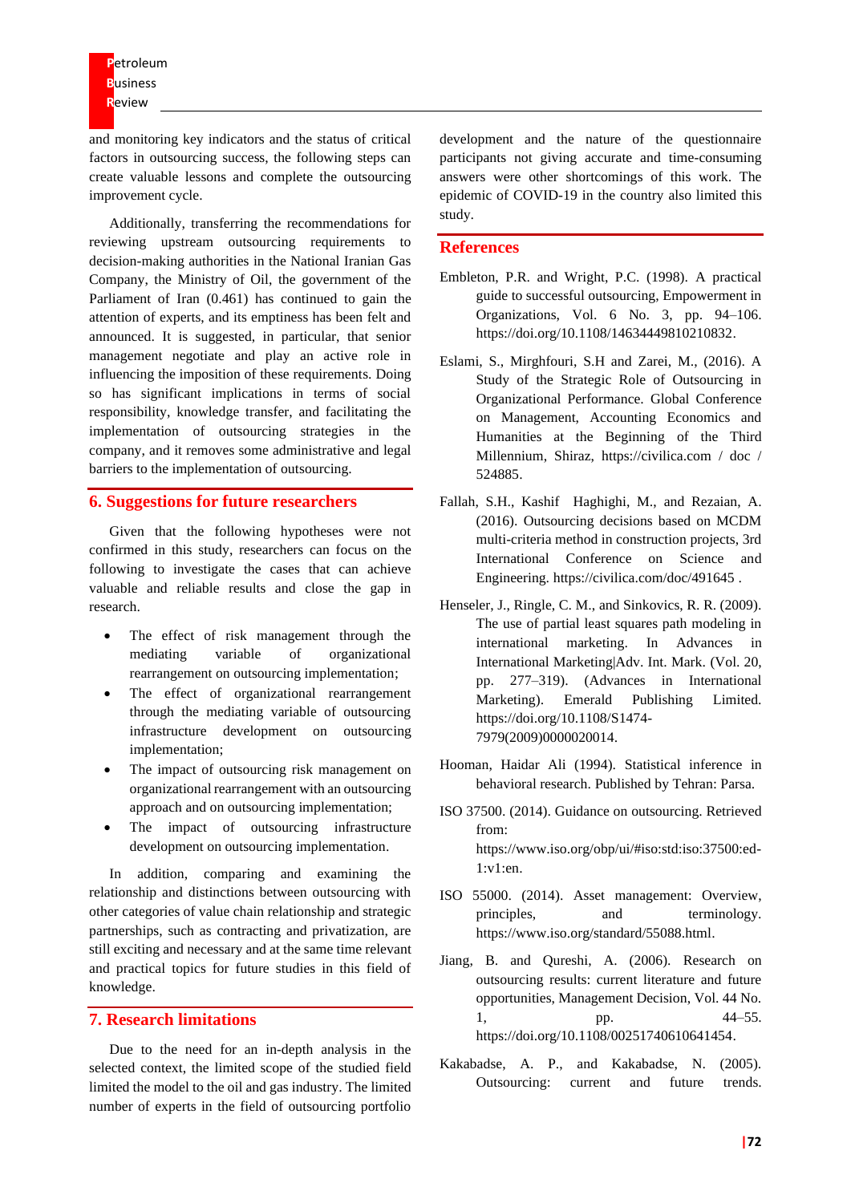and monitoring key indicators and the status of critical factors in outsourcing success, the following steps can create valuable lessons and complete the outsourcing improvement cycle.

Additionally, transferring the recommendations for reviewing upstream outsourcing requirements to decision-making authorities in the National Iranian Gas Company, the Ministry of Oil, the government of the Parliament of Iran (0.461) has continued to gain the attention of experts, and its emptiness has been felt and announced. It is suggested, in particular, that senior management negotiate and play an active role in influencing the imposition of these requirements. Doing so has significant implications in terms of social responsibility, knowledge transfer, and facilitating the implementation of outsourcing strategies in the company, and it removes some administrative and legal barriers to the implementation of outsourcing.

## 6. Suggestions for future researchers

Given that the following hypotheses were not confirmed in this study, researchers can focus on the following to investigate the cases that can achieve valuable and reliable results and close the gap in research.

- The effect of risk management through the mediating variable of organizational rearrangement on outsourcing implementation;
- The effect of organizational rearrangement through the mediating variable of outsourcing infrastructure development on outsourcing implementation;
- The impact of outsourcing risk management on organizational rearrangement with an outsourcing approach and on outsourcing implementation;
- The impact of outsourcing infrastructure development on outsourcing implementation.

In addition, comparing and examining the relationship and distinctions between outsourcing with other categories of value chain relationship and strategic partnerships, such as contracting and privatization, are still exciting and necessary and at the same time relevant and practical topics for future studies in this field of knowledge.

## 7. Research limitations

Due to the need for an in-depth analysis in the selected context, the limited scope of the studied field limited the model to the oil and gas industry. The limited number of experts in the field of outsourcing portfolio development and the nature of the questionnaire participants not giving accurate and time-consuming answers were other shortcomings of this work. The epidemic of COVID-19 in the country also limited this study.

## References

Embleton, P.R. and Wright, P.C. (1998). A practical guide to successful outsourcing, Empowerment in Organizations, Vol. 6 No. 3, pp. 94–106. https://doi.org/10.1108/14634449810210832.

Eslami, S., Mirghfouri, S.H and Zarei, M., (2016). A Study of the Strategic Role of Outsourcing in Organizational Performance. Global Conference on Management, Accounting Economics and Humanities at the Beginning of the Third Millennium, Shiraz, https://civilica.com / doc / 524885.

Fallah, S.H., Kashif Haghighi, M., and Rezaian, A. (2016). Outsourcing decisions based on MCDM multi-criteria method in construction projects, 3rd International Conference on Science and Engineering. https://civilica.com/doc/491645 .

Henseler, J., Ringle, C. M., and Sinkovics, R. R. (2009). The use of partial least squares path modeling in international marketing. In Advances in International Marketing|Adv. Int. Mark. (Vol. 20, pp. 277–319). (Advances in International Marketing). Emerald Publishing Limited. https://doi.org/10.1108/S1474-7979(2009)0000020014.

Hooman, Haidar Ali (1994). Statistical inference in behavioral research. Published by Tehran: Parsa.

ISO 37500. (2014). Guidance on outsourcing. Retrieved from: https://www.iso.org/obp/ui/#iso:std:iso:37500:ed-1:v1:en.

ISO 55000. (2014). Asset management: Overview, principles, and terminology. https://www.iso.org/standard/55088.html.

Jiang, B. and Qureshi, A. (2006). Research on outsourcing results: current literature and future opportunities, Management Decision, Vol. 44 No. 1, pp. 44–55. https://doi.org/10.1108/00251740610641454.

Kakabadse, A. P., and Kakabadse, N. (2005). Outsourcing: current and future trends.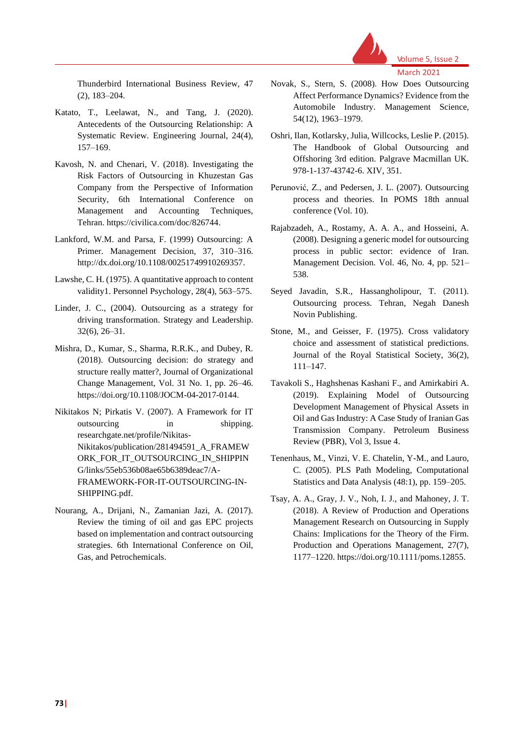Thunderbird International Business Review, 47 (2), 183–204.

Katato, T., Leelawat, N., and Tang, J. (2020). Antecedents of the Outsourcing Relationship: A Systematic Review. Engineering Journal, 24(4), 157–169.

Kavosh, N. and Chenari, V. (2018). Investigating the Risk Factors of Outsourcing in Khuzestan Gas Company from the Perspective of Information Security, 6th International Conference on Management and Accounting Techniques, Tehran. https://civilica.com/doc/826744.

Lankford, W.M. and Parsa, F. (1999) Outsourcing: A Primer. Management Decision, 37, 310–316. http://dx.doi.org/10.1108/00251749910269357.

Lawshe, C. H. (1975). A quantitative approach to content validity1. Personnel Psychology, 28(4), 563–575.

Linder, J. C., (2004). Outsourcing as a strategy for driving transformation. Strategy and Leadership. 32(6), 26–31.

Mishra, D., Kumar, S., Sharma, R.R.K., and Dubey, R. (2018). Outsourcing decision: do strategy and structure really matter?, Journal of Organizational Change Management, Vol. 31 No. 1, pp. 26–46. https://doi.org/10.1108/JOCM-04-2017-0144.

Nikitakos N; Pirkatis V. (2007). A Framework for IT outsourcing in shipping. researchgate.net/profile/Nikitas-Nikitakos/publication/281494591_A_FRAMEWORK_FOR_IT_OUTSOURCING_IN_SHIPPING/links/55eb536b08ae65b6389deac7/A-FRAMEWORK-FOR-IT-OUTSOURCING-IN-SHIPPING.pdf.

Nourang, A., Drijani, N., Zamanian Jazi, A. (2017). Review the timing of oil and gas EPC projects based on implementation and contract outsourcing strategies. 6th International Conference on Oil, Gas, and Petrochemicals.

Novak, S., Stern, S. (2008). How Does Outsourcing Affect Performance Dynamics? Evidence from the Automobile Industry. Management Science, 54(12), 1963–1979.

Oshri, Ilan, Kotlarsky, Julia, Willcocks, Leslie P. (2015). The Handbook of Global Outsourcing and Offshoring 3rd edition. Palgrave Macmillan UK. 978-1-137-43742-6. XIV, 351.

Perunović, Z., and Pedersen, J. L. (2007). Outsourcing process and theories. In POMS 18th annual conference (Vol. 10).

Rajabzadeh, A., Rostamy, A. A. A., and Hosseini, A. (2008). Designing a generic model for outsourcing process in public sector: evidence of Iran. Management Decision. Vol. 46, No. 4, pp. 521–538.

Seyed Javadin, S.R., Hassangholipour, T. (2011). Outsourcing process. Tehran, Negah Danesh Novin Publishing.

Stone, M., and Geisser, F. (1975). Cross validatory choice and assessment of statistical predictions. Journal of the Royal Statistical Society, 36(2), 111–147.

Tavakoli S., Haghshenas Kashani F., and Amirkabiri A. (2019). Explaining Model of Outsourcing Development Management of Physical Assets in Oil and Gas Industry: A Case Study of Iranian Gas Transmission Company. Petroleum Business Review (PBR), Vol 3, Issue 4.

Tenenhaus, M., Vinzi, V. E. Chatelin, Y-M., and Lauro, C. (2005). PLS Path Modeling, Computational Statistics and Data Analysis (48:1), pp. 159–205.

Tsay, A. A., Gray, J. V., Noh, I. J., and Mahoney, J. T. (2018). A Review of Production and Operations Management Research on Outsourcing in Supply Chains: Implications for the Theory of the Firm. Production and Operations Management, 27(7), 1177–1220. https://doi.org/10.1111/poms.12855.